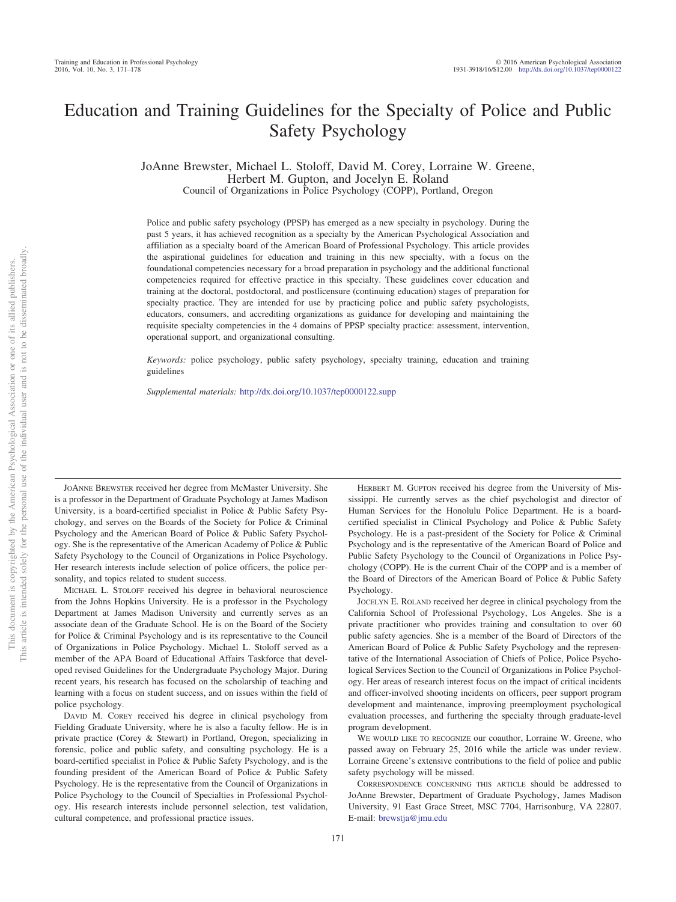# Education and Training Guidelines for the Specialty of Police and Public Safety Psychology

JoAnne Brewster, Michael L. Stoloff, David M. Corey, Lorraine W. Greene, Herbert M. Gupton, and Jocelyn E. Roland

Council of Organizations in Police Psychology (COPP), Portland, Oregon

Police and public safety psychology (PPSP) has emerged as a new specialty in psychology. During the past 5 years, it has achieved recognition as a specialty by the American Psychological Association and affiliation as a specialty board of the American Board of Professional Psychology. This article provides the aspirational guidelines for education and training in this new specialty, with a focus on the foundational competencies necessary for a broad preparation in psychology and the additional functional competencies required for effective practice in this specialty. These guidelines cover education and training at the doctoral, postdoctoral, and postlicensure (continuing education) stages of preparation for specialty practice. They are intended for use by practicing police and public safety psychologists, educators, consumers, and accrediting organizations as guidance for developing and maintaining the requisite specialty competencies in the 4 domains of PPSP specialty practice: assessment, intervention, operational support, and organizational consulting.

*Keywords:* police psychology, public safety psychology, specialty training, education and training guidelines

*Supplemental materials:* http://dx.doi.org/10.1037/tep0000122.supp

---

JoAnne Brewster received her degree from McMaster University. She is a professor in the Department of Graduate Psychology at James Madison University, is a board-certified specialist in Police & Public Safety Psychology, and serves on the Boards of the Society for Police & Criminal Psychology and the American Board of Police & Public Safety Psychology. She is the representative of the American Academy of Police & Public Safety Psychology to the Council of Organizations in Police Psychology. Her research interests include selection of police officers, the police personality, and topics related to student success.

Michael L. Stoloff received his degree in behavioral neuroscience from the Johns Hopkins University. He is a professor in the Psychology Department at James Madison University and currently serves as an associate dean of the Graduate School. He is on the Board of the Society for Police & Criminal Psychology and is its representative to the Council of Organizations in Police Psychology. Michael L. Stoloff served as a member of the APA Board of Educational Affairs Taskforce that developed revised Guidelines for the Undergraduate Psychology Major. During recent years, his research has focused on the scholarship of teaching and learning with a focus on student success, and on issues within the field of police psychology.

David M. Corey received his degree in clinical psychology from Fielding Graduate University, where he is also a faculty fellow. He is in private practice (Corey & Stewart) in Portland, Oregon, specializing in forensic, police and public safety, and consulting psychology. He is a board-certified specialist in Police & Public Safety Psychology, and is the founding president of the American Board of Police & Public Safety Psychology. He is the representative from the Council of Organizations in Police Psychology to the Council of Specialties in Professional Psychology. His research interests include personnel selection, test validation, cultural competence, and professional practice issues.

Herbert M. Gupton received his degree from the University of Mississippi. He currently serves as the chief psychologist and director of Human Services for the Honolulu Police Department. He is a board-certified specialist in Clinical Psychology and Police & Public Safety Psychology. He is a past-president of the Society for Police & Criminal Psychology and is the representative of the American Board of Police and Public Safety Psychology to the Council of Organizations in Police Psychology (COPP). He is the current Chair of the COPP and is a member of the Board of Directors of the American Board of Police & Public Safety Psychology.

Jocelyn E. Roland received her degree in clinical psychology from the California School of Professional Psychology, Los Angeles. She is a private practitioner who provides training and consultation to over 60 public safety agencies. She is a member of the Board of Directors of the American Board of Police & Public Safety Psychology and the representative of the International Association of Chiefs of Police, Police Psychological Services Section to the Council of Organizations in Police Psychology. Her areas of research interest focus on the impact of critical incidents and officer-involved shooting incidents on officers, peer support program development and maintenance, improving preemployment psychological evaluation processes, and furthering the specialty through graduate-level program development.

We would like to recognize our coauthor, Lorraine W. Greene, who passed away on February 25, 2016 while the article was under review. Lorraine Greene's extensive contributions to the field of police and public safety psychology will be missed.

Correspondence concerning this article should be addressed to JoAnne Brewster, Department of Graduate Psychology, James Madison University, 91 East Grace Street, MSC 7704, Harrisonburg, VA 22807. E-mail: brewstja@jmu.edu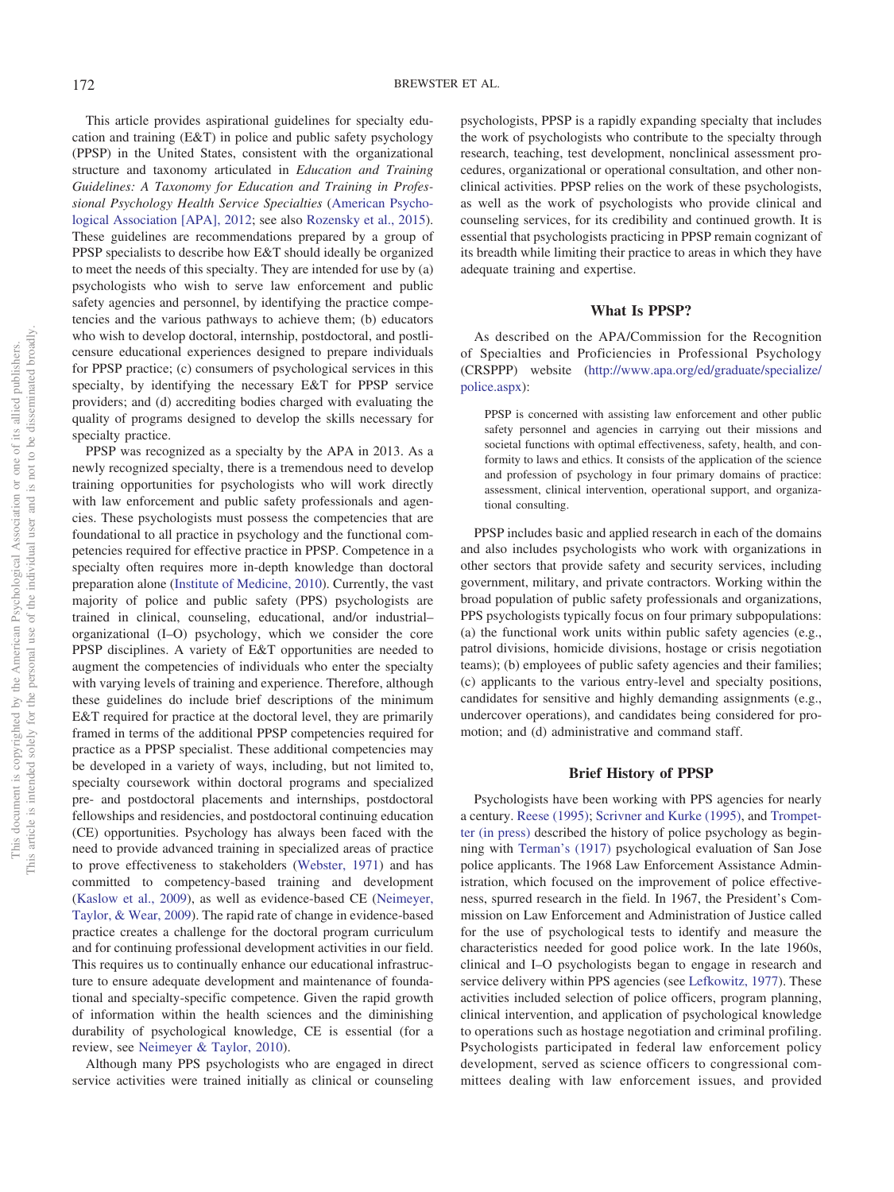This article provides aspirational guidelines for specialty education and training (E&T) in police and public safety psychology (PPSP) in the United States, consistent with the organizational structure and taxonomy articulated in *Education and Training Guidelines: A Taxonomy for Education and Training in Professional Psychology Health Service Specialties* (American Psychological Association [APA], 2012; see also Rozensky et al., 2015). These guidelines are recommendations prepared by a group of PPSP specialists to describe how E&T should ideally be organized to meet the needs of this specialty. They are intended for use by (a) psychologists who wish to serve law enforcement and public safety agencies and personnel, by identifying the practice competencies and the various pathways to achieve them; (b) educators who wish to develop doctoral, internship, postdoctoral, and postlicensure educational experiences designed to prepare individuals for PPSP practice; (c) consumers of psychological services in this specialty, by identifying the necessary E&T for PPSP service providers; and (d) accrediting bodies charged with evaluating the quality of programs designed to develop the skills necessary for specialty practice.

PPSP was recognized as a specialty by the APA in 2013. As a newly recognized specialty, there is a tremendous need to develop training opportunities for psychologists who will work directly with law enforcement and public safety professionals and agencies. These psychologists must possess the competencies that are foundational to all practice in psychology and the functional competencies required for effective practice in PPSP. Competence in a specialty often requires more in-depth knowledge than doctoral preparation alone (Institute of Medicine, 2010). Currently, the vast majority of police and public safety (PPS) psychologists are trained in clinical, counseling, educational, and/or industrial–organizational (I–O) psychology, which we consider the core PPSP disciplines. A variety of E&T opportunities are needed to augment the competencies of individuals who enter the specialty with varying levels of training and experience. Therefore, although these guidelines do include brief descriptions of the minimum E&T required for practice at the doctoral level, they are primarily framed in terms of the additional PPSP competencies required for practice as a PPSP specialist. These additional competencies may be developed in a variety of ways, including, but not limited to, specialty coursework within doctoral programs and specialized pre- and postdoctoral placements and internships, postdoctoral fellowships and residencies, and postdoctoral continuing education (CE) opportunities. Psychology has always been faced with the need to provide advanced training in specialized areas of practice to prove effectiveness to stakeholders (Webster, 1971) and has committed to competency-based training and development (Kaslow et al., 2009), as well as evidence-based CE (Neimeyer, Taylor, & Wear, 2009). The rapid rate of change in evidence-based practice creates a challenge for the doctoral program curriculum and for continuing professional development activities in our field. This requires us to continually enhance our educational infrastructure to ensure adequate development and maintenance of foundational and specialty-specific competence. Given the rapid growth of information within the health sciences and the diminishing durability of psychological knowledge, CE is essential (for a review, see Neimeyer & Taylor, 2010).

Although many PPS psychologists who are engaged in direct service activities were trained initially as clinical or counseling psychologists, PPSP is a rapidly expanding specialty that includes the work of psychologists who contribute to the specialty through research, teaching, test development, nonclinical assessment procedures, organizational or operational consultation, and other nonclinical activities. PPSP relies on the work of these psychologists, as well as the work of psychologists who provide clinical and counseling services, for its credibility and continued growth. It is essential that psychologists practicing in PPSP remain cognizant of its breadth while limiting their practice to areas in which they have adequate training and expertise.

## What Is PPSP?

As described on the APA/Commission for the Recognition of Specialties and Proficiencies in Professional Psychology (CRSPPP) website (http://www.apa.org/ed/graduate/specialize/police.aspx):

> PPSP is concerned with assisting law enforcement and other public safety personnel and agencies in carrying out their missions and societal functions with optimal effectiveness, safety, health, and conformity to laws and ethics. It consists of the application of the science and profession of psychology in four primary domains of practice: assessment, clinical intervention, operational support, and organizational consulting.

PPSP includes basic and applied research in each of the domains and also includes psychologists who work with organizations in other sectors that provide safety and security services, including government, military, and private contractors. Working within the broad population of public safety professionals and organizations, PPS psychologists typically focus on four primary subpopulations: (a) the functional work units within public safety agencies (e.g., patrol divisions, homicide divisions, hostage or crisis negotiation teams); (b) employees of public safety agencies and their families; (c) applicants to the various entry-level and specialty positions, candidates for sensitive and highly demanding assignments (e.g., undercover operations), and candidates being considered for promotion; and (d) administrative and command staff.

## Brief History of PPSP

Psychologists have been working with PPS agencies for nearly a century. Reese (1995); Scrivner and Kurke (1995), and Trompetter (in press) described the history of police psychology as beginning with Terman's (1917) psychological evaluation of San Jose police applicants. The 1968 Law Enforcement Assistance Administration, which focused on the improvement of police effectiveness, spurred research in the field. In 1967, the President's Commission on Law Enforcement and Administration of Justice called for the use of psychological tests to identify and measure the characteristics needed for good police work. In the late 1960s, clinical and I–O psychologists began to engage in research and service delivery within PPS agencies (see Lefkowitz, 1977). These activities included selection of police officers, program planning, clinical intervention, and application of psychological knowledge to operations such as hostage negotiation and criminal profiling. Psychologists participated in federal law enforcement policy development, served as science officers to congressional committees dealing with law enforcement issues, and provided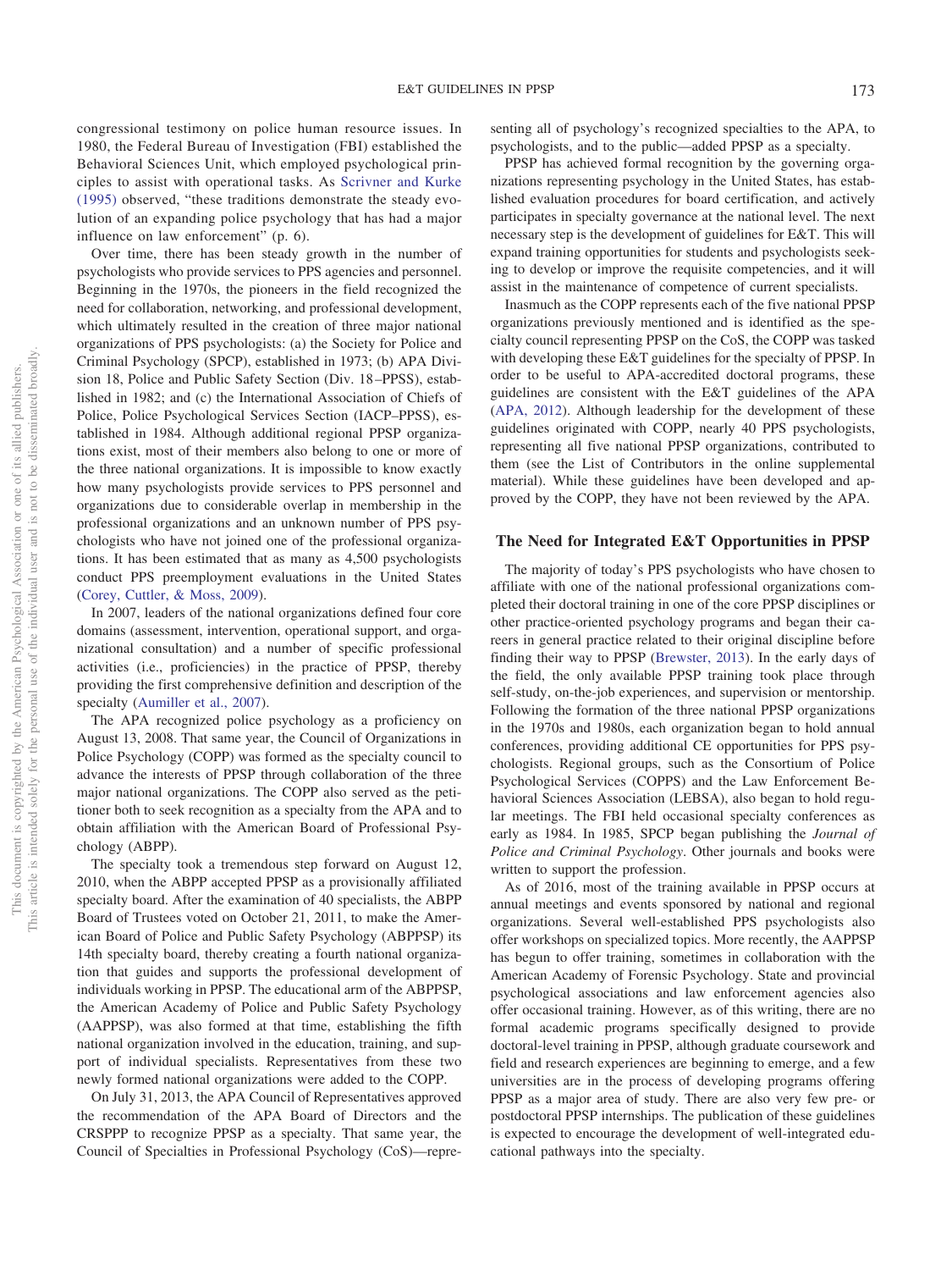congressional testimony on police human resource issues. In 1980, the Federal Bureau of Investigation (FBI) established the Behavioral Sciences Unit, which employed psychological principles to assist with operational tasks. As Scrivner and Kurke (1995) observed, "these traditions demonstrate the steady evolution of an expanding police psychology that has had a major influence on law enforcement" (p. 6).

Over time, there has been steady growth in the number of psychologists who provide services to PPS agencies and personnel. Beginning in the 1970s, the pioneers in the field recognized the need for collaboration, networking, and professional development, which ultimately resulted in the creation of three major national organizations of PPS psychologists: (a) the Society for Police and Criminal Psychology (SPCP), established in 1973; (b) APA Division 18, Police and Public Safety Section (Div. 18–PPSS), established in 1982; and (c) the International Association of Chiefs of Police, Police Psychological Services Section (IACP–PPSS), established in 1984. Although additional regional PPSP organizations exist, most of their members also belong to one or more of the three national organizations. It is impossible to know exactly how many psychologists provide services to PPS personnel and organizations due to considerable overlap in membership in the professional organizations and an unknown number of PPS psychologists who have not joined one of the professional organizations. It has been estimated that as many as 4,500 psychologists conduct PPS preemployment evaluations in the United States (Corey, Cuttler, & Moss, 2009).

In 2007, leaders of the national organizations defined four core domains (assessment, intervention, operational support, and organizational consultation) and a number of specific professional activities (i.e., proficiencies) in the practice of PPSP, thereby providing the first comprehensive definition and description of the specialty (Aumiller et al., 2007).

The APA recognized police psychology as a proficiency on August 13, 2008. That same year, the Council of Organizations in Police Psychology (COPP) was formed as the specialty council to advance the interests of PPSP through collaboration of the three major national organizations. The COPP also served as the petitioner both to seek recognition as a specialty from the APA and to obtain affiliation with the American Board of Professional Psychology (ABPP).

The specialty took a tremendous step forward on August 12, 2010, when the ABPP accepted PPSP as a provisionally affiliated specialty board. After the examination of 40 specialists, the ABPP Board of Trustees voted on October 21, 2011, to make the American Board of Police and Public Safety Psychology (ABPPSP) its 14th specialty board, thereby creating a fourth national organization that guides and supports the professional development of individuals working in PPSP. The educational arm of the ABPPSP, the American Academy of Police and Public Safety Psychology (AAPPSP), was also formed at that time, establishing the fifth national organization involved in the education, training, and support of individual specialists. Representatives from these two newly formed national organizations were added to the COPP.

On July 31, 2013, the APA Council of Representatives approved the recommendation of the APA Board of Directors and the CRSPPP to recognize PPSP as a specialty. That same year, the Council of Specialties in Professional Psychology (CoS)—representing all of psychology's recognized specialties to the APA, to psychologists, and to the public—added PPSP as a specialty.

PPSP has achieved formal recognition by the governing organizations representing psychology in the United States, has established evaluation procedures for board certification, and actively participates in specialty governance at the national level. The next necessary step is the development of guidelines for E&T. This will expand training opportunities for students and psychologists seeking to develop or improve the requisite competencies, and it will assist in the maintenance of competence of current specialists.

Inasmuch as the COPP represents each of the five national PPSP organizations previously mentioned and is identified as the specialty council representing PPSP on the CoS, the COPP was tasked with developing these E&T guidelines for the specialty of PPSP. In order to be useful to APA-accredited doctoral programs, these guidelines are consistent with the E&T guidelines of the APA (APA, 2012). Although leadership for the development of these guidelines originated with COPP, nearly 40 PPS psychologists, representing all five national PPSP organizations, contributed to them (see the List of Contributors in the online supplemental material). While these guidelines have been developed and approved by the COPP, they have not been reviewed by the APA.

## The Need for Integrated E&T Opportunities in PPSP

The majority of today's PPS psychologists who have chosen to affiliate with one of the national professional organizations completed their doctoral training in one of the core PPSP disciplines or other practice-oriented psychology programs and began their careers in general practice related to their original discipline before finding their way to PPSP (Brewster, 2013). In the early days of the field, the only available PPSP training took place through self-study, on-the-job experiences, and supervision or mentorship. Following the formation of the three national PPSP organizations in the 1970s and 1980s, each organization began to hold annual conferences, providing additional CE opportunities for PPS psychologists. Regional groups, such as the Consortium of Police Psychological Services (COPPS) and the Law Enforcement Behavioral Sciences Association (LEBSA), also began to hold regular meetings. The FBI held occasional specialty conferences as early as 1984. In 1985, SPCP began publishing the *Journal of Police and Criminal Psychology*. Other journals and books were written to support the profession.

As of 2016, most of the training available in PPSP occurs at annual meetings and events sponsored by national and regional organizations. Several well-established PPS psychologists also offer workshops on specialized topics. More recently, the AAPPSP has begun to offer training, sometimes in collaboration with the American Academy of Forensic Psychology. State and provincial psychological associations and law enforcement agencies also offer occasional training. However, as of this writing, there are no formal academic programs specifically designed to provide doctoral-level training in PPSP, although graduate coursework and field and research experiences are beginning to emerge, and a few universities are in the process of developing programs offering PPSP as a major area of study. There are also very few pre- or postdoctoral PPSP internships. The publication of these guidelines is expected to encourage the development of well-integrated educational pathways into the specialty.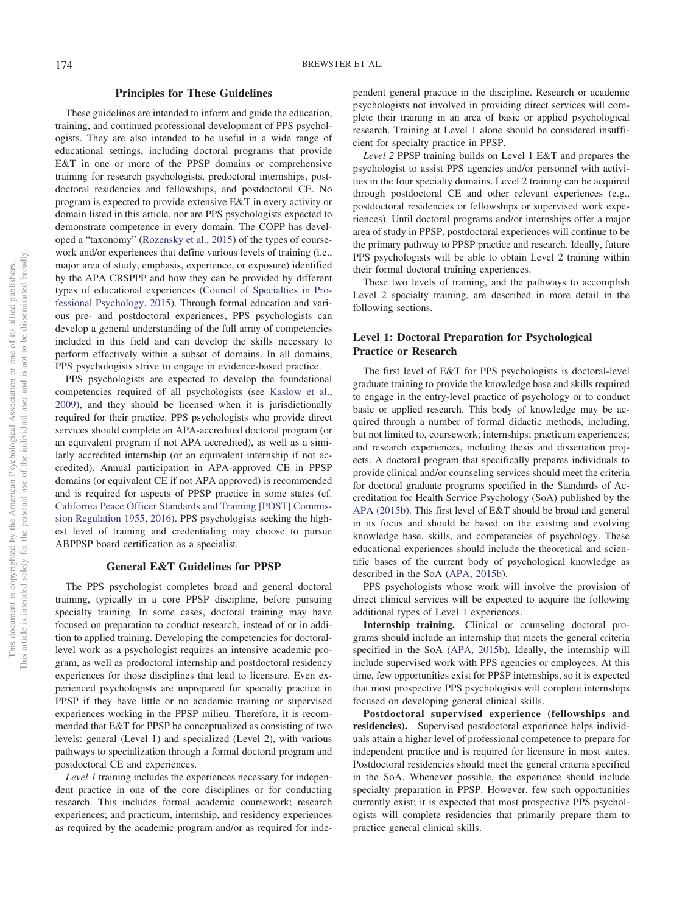## Principles for These Guidelines

These guidelines are intended to inform and guide the education, training, and continued professional development of PPS psychologists. They are also intended to be useful in a wide range of educational settings, including doctoral programs that provide E&T in one or more of the PPSP domains or comprehensive training for research psychologists, predoctoral internships, postdoctoral residencies and fellowships, and postdoctoral CE. No program is expected to provide extensive E&T in every activity or domain listed in this article, nor are PPS psychologists expected to demonstrate competence in every domain. The COPP has developed a "taxonomy" (Rozensky et al., 2015) of the types of coursework and/or experiences that define various levels of training (i.e., major area of study, emphasis, experience, or exposure) identified by the APA CRSPPP and how they can be provided by different types of educational experiences (Council of Specialties in Professional Psychology, 2015). Through formal education and various pre- and postdoctoral experiences, PPS psychologists can develop a general understanding of the full array of competencies included in this field and can develop the skills necessary to perform effectively within a subset of domains. In all domains, PPS psychologists strive to engage in evidence-based practice.

PPS psychologists are expected to develop the foundational competencies required of all psychologists (see Kaslow et al., 2009), and they should be licensed when it is jurisdictionally required for their practice. PPS psychologists who provide direct services should complete an APA-accredited doctoral program (or an equivalent program if not APA accredited), as well as a similarly accredited internship (or an equivalent internship if not accredited). Annual participation in APA-approved CE in PPSP domains (or equivalent CE if not APA approved) is recommended and is required for aspects of PPSP practice in some states (cf. California Peace Officer Standards and Training [POST] Commission Regulation 1955, 2016). PPS psychologists seeking the highest level of training and credentialing may choose to pursue ABPPSP board certification as a specialist.

## General E&T Guidelines for PPSP

The PPS psychologist completes broad and general doctoral training, typically in a core PPSP discipline, before pursuing specialty training. In some cases, doctoral training may have focused on preparation to conduct research, instead of or in addition to applied training. Developing the competencies for doctoral-level work as a psychologist requires an intensive academic program, as well as predoctoral internship and postdoctoral residency experiences for those disciplines that lead to licensure. Even experienced psychologists are unprepared for specialty practice in PPSP if they have little or no academic training or supervised experiences working in the PPSP milieu. Therefore, it is recommended that E&T for PPSP be conceptualized as consisting of two levels: general (Level 1) and specialized (Level 2), with various pathways to specialization through a formal doctoral program and postdoctoral CE and experiences.

*Level 1* training includes the experiences necessary for independent practice in one of the core disciplines or for conducting research. This includes formal academic coursework; research experiences; and practicum, internship, and residency experiences as required by the academic program and/or as required for independent general practice in the discipline. Research or academic psychologists not involved in providing direct services will complete their training in an area of basic or applied psychological research. Training at Level 1 alone should be considered insufficient for specialty practice in PPSP.

*Level 2* PPSP training builds on Level 1 E&T and prepares the psychologist to assist PPS agencies and/or personnel with activities in the four specialty domains. Level 2 training can be acquired through postdoctoral CE and other relevant experiences (e.g., postdoctoral residencies or fellowships or supervised work experiences). Until doctoral programs and/or internships offer a major area of study in PPSP, postdoctoral experiences will continue to be the primary pathway to PPSP practice and research. Ideally, future PPS psychologists will be able to obtain Level 2 training within their formal doctoral training experiences.

These two levels of training, and the pathways to accomplish Level 2 specialty training, are described in more detail in the following sections.

### Level 1: Doctoral Preparation for Psychological Practice or Research

The first level of E&T for PPS psychologists is doctoral-level graduate training to provide the knowledge base and skills required to engage in the entry-level practice of psychology or to conduct basic or applied research. This body of knowledge may be acquired through a number of formal didactic methods, including, but not limited to, coursework; internships; practicum experiences; and research experiences, including thesis and dissertation projects. A doctoral program that specifically prepares individuals to provide clinical and/or counseling services should meet the criteria for doctoral graduate programs specified in the Standards of Accreditation for Health Service Psychology (SoA) published by the APA (2015b). This first level of E&T should be broad and general in its focus and should be based on the existing and evolving knowledge base, skills, and competencies of psychology. These educational experiences should include the theoretical and scientific bases of the current body of psychological knowledge as described in the SoA (APA, 2015b).

PPS psychologists whose work will involve the provision of direct clinical services will be expected to acquire the following additional types of Level 1 experiences.

**Internship training.** Clinical or counseling doctoral programs should include an internship that meets the general criteria specified in the SoA (APA, 2015b). Ideally, the internship will include supervised work with PPS agencies or employees. At this time, few opportunities exist for PPSP internships, so it is expected that most prospective PPS psychologists will complete internships focused on developing general clinical skills.

**Postdoctoral supervised experience (fellowships and residencies).** Supervised postdoctoral experience helps individuals attain a higher level of professional competence to prepare for independent practice and is required for licensure in most states. Postdoctoral residencies should meet the general criteria specified in the SoA. Whenever possible, the experience should include specialty preparation in PPSP. However, few such opportunities currently exist; it is expected that most prospective PPS psychologists will complete residencies that primarily prepare them to practice general clinical skills.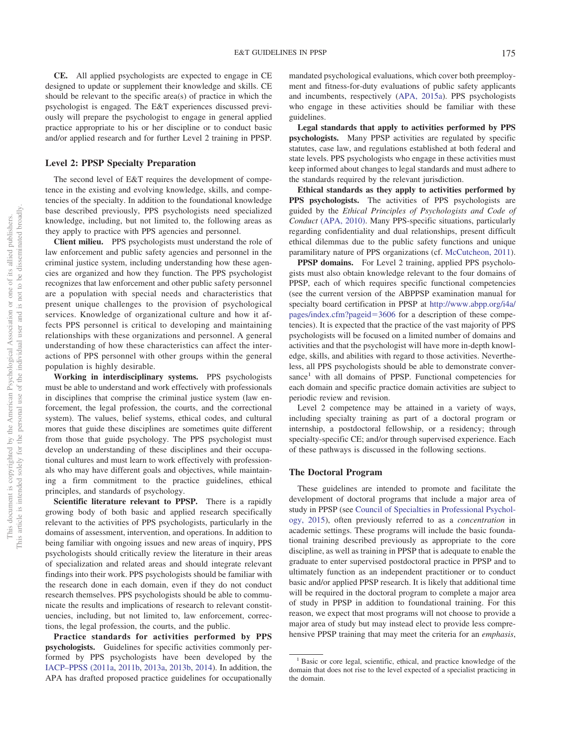**CE.** All applied psychologists are expected to engage in CE designed to update or supplement their knowledge and skills. CE should be relevant to the specific area(s) of practice in which the psychologist is engaged. The E&T experiences discussed previously will prepare the psychologist to engage in general applied practice appropriate to his or her discipline or to conduct basic and/or applied research and for further Level 2 training in PPSP.

## Level 2: PPSP Specialty Preparation

The second level of E&T requires the development of competence in the existing and evolving knowledge, skills, and competencies of the specialty. In addition to the foundational knowledge base described previously, PPS psychologists need specialized knowledge, including, but not limited to, the following areas as they apply to practice with PPS agencies and personnel.

**Client milieu.** PPS psychologists must understand the role of law enforcement and public safety agencies and personnel in the criminal justice system, including understanding how these agencies are organized and how they function. The PPS psychologist recognizes that law enforcement and other public safety personnel are a population with special needs and characteristics that present unique challenges to the provision of psychological services. Knowledge of organizational culture and how it affects PPS personnel is critical to developing and maintaining relationships with these organizations and personnel. A general understanding of how these characteristics can affect the interactions of PPS personnel with other groups within the general population is highly desirable.

**Working in interdisciplinary systems.** PPS psychologists must be able to understand and work effectively with professionals in disciplines that comprise the criminal justice system (law enforcement, the legal profession, the courts, and the correctional system). The values, belief systems, ethical codes, and cultural mores that guide these disciplines are sometimes quite different from those that guide psychology. The PPS psychologist must develop an understanding of these disciplines and their occupational cultures and must learn to work effectively with professionals who may have different goals and objectives, while maintaining a firm commitment to the practice guidelines, ethical principles, and standards of psychology.

**Scientific literature relevant to PPSP.** There is a rapidly growing body of both basic and applied research specifically relevant to the activities of PPS psychologists, particularly in the domains of assessment, intervention, and operations. In addition to being familiar with ongoing issues and new areas of inquiry, PPS psychologists should critically review the literature in their areas of specialization and related areas and should integrate relevant findings into their work. PPS psychologists should be familiar with the research done in each domain, even if they do not conduct research themselves. PPS psychologists should be able to communicate the results and implications of research to relevant constituencies, including, but not limited to, law enforcement, corrections, the legal profession, the courts, and the public.

**Practice standards for activities performed by PPS psychologists.** Guidelines for specific activities commonly performed by PPS psychologists have been developed by the IACP–PPSS (2011a, 2011b, 2013a, 2013b, 2014). In addition, the APA has drafted proposed practice guidelines for occupationally mandated psychological evaluations, which cover both preemployment and fitness-for-duty evaluations of public safety applicants and incumbents, respectively (APA, 2015a). PPS psychologists who engage in these activities should be familiar with these guidelines.

**Legal standards that apply to activities performed by PPS psychologists.** Many PPSP activities are regulated by specific statutes, case law, and regulations established at both federal and state levels. PPS psychologists who engage in these activities must keep informed about changes to legal standards and must adhere to the standards required by the relevant jurisdiction.

**Ethical standards as they apply to activities performed by PPS psychologists.** The activities of PPS psychologists are guided by the *Ethical Principles of Psychologists and Code of Conduct* (APA, 2010). Many PPS-specific situations, particularly regarding confidentiality and dual relationships, present difficult ethical dilemmas due to the public safety functions and unique paramilitary nature of PPS organizations (cf. McCutcheon, 2011).

**PPSP domains.** For Level 2 training, applied PPS psychologists must also obtain knowledge relevant to the four domains of PPSP, each of which requires specific functional competencies (see the current version of the ABPPSP examination manual for specialty board certification in PPSP at http://www.abpp.org/i4a/pages/index.cfm?pageid=3606 for a description of these competencies). It is expected that the practice of the vast majority of PPS psychologists will be focused on a limited number of domains and activities and that the psychologist will have more in-depth knowledge, skills, and abilities with regard to those activities. Nevertheless, all PPS psychologists should be able to demonstrate conversance[1] with all domains of PPSP. Functional competencies for each domain and specific practice domain activities are subject to periodic review and revision.

Level 2 competence may be attained in a variety of ways, including specialty training as part of a doctoral program or internship, a postdoctoral fellowship, or a residency; through specialty-specific CE; and/or through supervised experience. Each of these pathways is discussed in the following sections.

## The Doctoral Program

These guidelines are intended to promote and facilitate the development of doctoral programs that include a major area of study in PPSP (see Council of Specialties in Professional Psychology, 2015), often previously referred to as a *concentration* in academic settings. These programs will include the basic foundational training described previously as appropriate to the core discipline, as well as training in PPSP that is adequate to enable the graduate to enter supervised postdoctoral practice in PPSP and to ultimately function as an independent practitioner or to conduct basic and/or applied PPSP research. It is likely that additional time will be required in the doctoral program to complete a major area of study in PPSP in addition to foundational training. For this reason, we expect that most programs will not choose to provide a major area of study but may instead elect to provide less comprehensive PPSP training that may meet the criteria for an *emphasis*,

[1] Basic or core legal, scientific, ethical, and practice knowledge of the domain that does not rise to the level expected of a specialist practicing in the domain.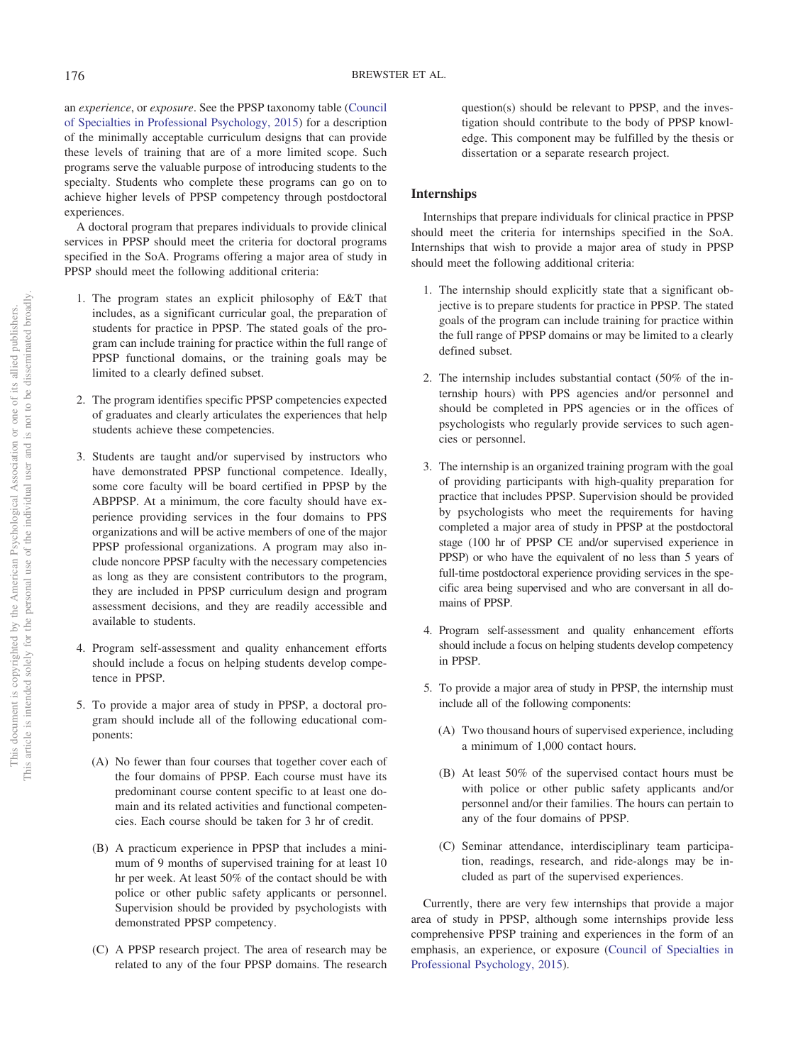an *experience*, or *exposure*. See the PPSP taxonomy table (Council of Specialties in Professional Psychology, 2015) for a description of the minimally acceptable curriculum designs that can provide these levels of training that are of a more limited scope. Such programs serve the valuable purpose of introducing students to the specialty. Students who complete these programs can go on to achieve higher levels of PPSP competency through postdoctoral experiences.

A doctoral program that prepares individuals to provide clinical services in PPSP should meet the criteria for doctoral programs specified in the SoA. Programs offering a major area of study in PPSP should meet the following additional criteria:

1. The program states an explicit philosophy of E&T that includes, as a significant curricular goal, the preparation of students for practice in PPSP. The stated goals of the program can include training for practice within the full range of PPSP functional domains, or the training goals may be limited to a clearly defined subset.

2. The program identifies specific PPSP competencies expected of graduates and clearly articulates the experiences that help students achieve these competencies.

3. Students are taught and/or supervised by instructors who have demonstrated PPSP functional competence. Ideally, some core faculty will be board certified in PPSP by the ABPPSP. At a minimum, the core faculty should have experience providing services in the four domains to PPS organizations and will be active members of one of the major PPSP professional organizations. A program may also include noncore PPSP faculty with the necessary competencies as long as they are consistent contributors to the program, they are included in PPSP curriculum design and program assessment decisions, and they are readily accessible and available to students.

4. Program self-assessment and quality enhancement efforts should include a focus on helping students develop competence in PPSP.

5. To provide a major area of study in PPSP, a doctoral program should include all of the following educational components:

   (A) No fewer than four courses that together cover each of the four domains of PPSP. Each course must have its predominant course content specific to at least one domain and its related activities and functional competencies. Each course should be taken for 3 hr of credit.

   (B) A practicum experience in PPSP that includes a minimum of 9 months of supervised training for at least 10 hr per week. At least 50% of the contact should be with police or other public safety applicants or personnel. Supervision should be provided by psychologists with demonstrated PPSP competency.

   (C) A PPSP research project. The area of research may be related to any of the four PPSP domains. The research question(s) should be relevant to PPSP, and the investigation should contribute to the body of PPSP knowledge. This component may be fulfilled by the thesis or dissertation or a separate research project.

## Internships

Internships that prepare individuals for clinical practice in PPSP should meet the criteria for internships specified in the SoA. Internships that wish to provide a major area of study in PPSP should meet the following additional criteria:

1. The internship should explicitly state that a significant objective is to prepare students for practice in PPSP. The stated goals of the program can include training for practice within the full range of PPSP domains or may be limited to a clearly defined subset.

2. The internship includes substantial contact (50% of the internship hours) with PPS agencies and/or personnel and should be completed in PPS agencies or in the offices of psychologists who regularly provide services to such agencies or personnel.

3. The internship is an organized training program with the goal of providing participants with high-quality preparation for practice that includes PPSP. Supervision should be provided by psychologists who meet the requirements for having completed a major area of study in PPSP at the postdoctoral stage (100 hr of PPSP CE and/or supervised experience in PPSP) or who have the equivalent of no less than 5 years of full-time postdoctoral experience providing services in the specific area being supervised and who are conversant in all domains of PPSP.

4. Program self-assessment and quality enhancement efforts should include a focus on helping students develop competency in PPSP.

5. To provide a major area of study in PPSP, the internship must include all of the following components:

   (A) Two thousand hours of supervised experience, including a minimum of 1,000 contact hours.

   (B) At least 50% of the supervised contact hours must be with police or other public safety applicants and/or personnel and/or their families. The hours can pertain to any of the four domains of PPSP.

   (C) Seminar attendance, interdisciplinary team participation, readings, research, and ride-alongs may be included as part of the supervised experiences.

Currently, there are very few internships that provide a major area of study in PPSP, although some internships provide less comprehensive PPSP training and experiences in the form of an emphasis, an experience, or exposure (Council of Specialties in Professional Psychology, 2015).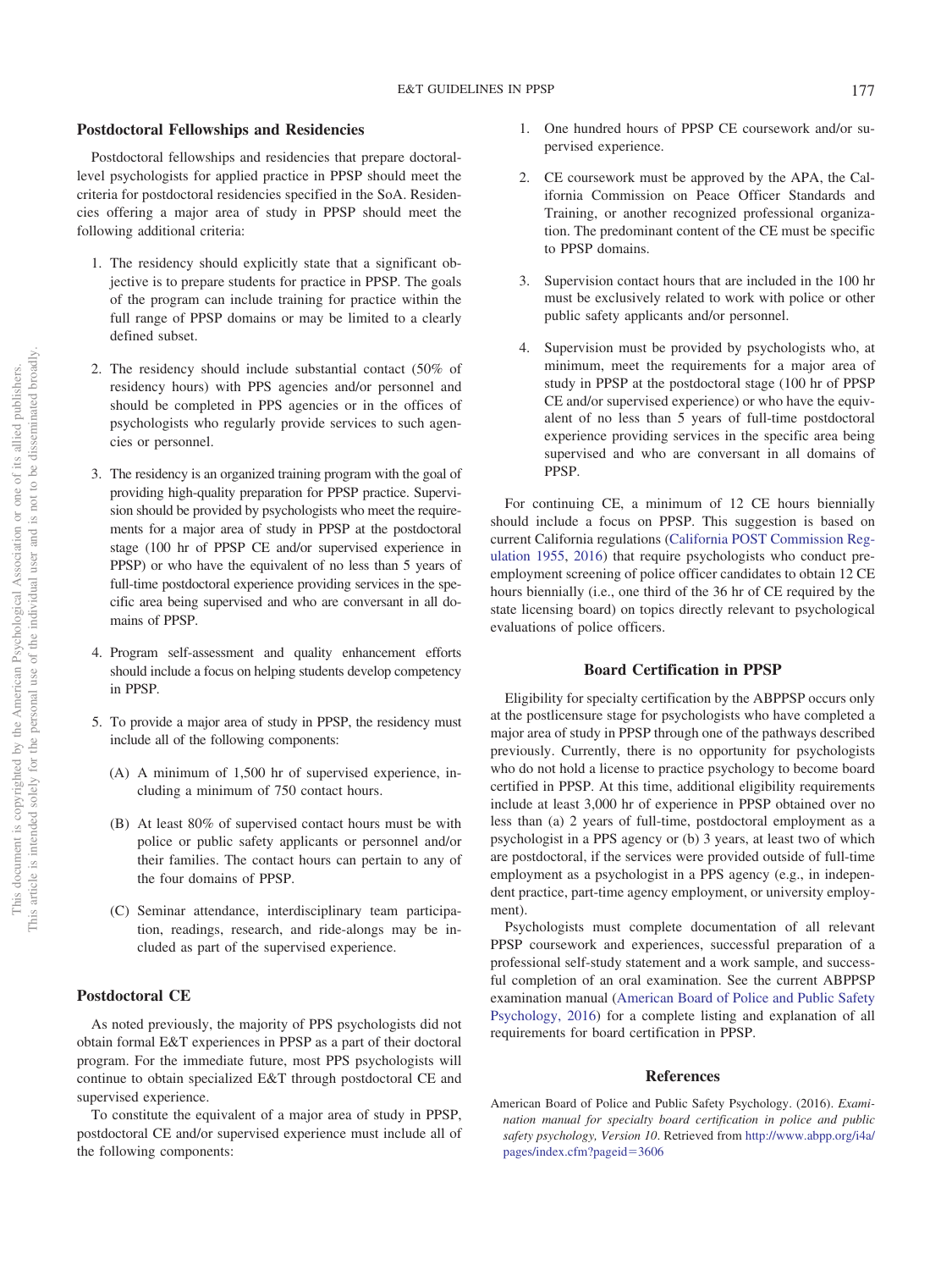## Postdoctoral Fellowships and Residencies

Postdoctoral fellowships and residencies that prepare doctoral-level psychologists for applied practice in PPSP should meet the criteria for postdoctoral residencies specified in the SoA. Residencies offering a major area of study in PPSP should meet the following additional criteria:

1. The residency should explicitly state that a significant objective is to prepare students for practice in PPSP. The goals of the program can include training for practice within the full range of PPSP domains or may be limited to a clearly defined subset.

2. The residency should include substantial contact (50% of residency hours) with PPS agencies and/or personnel and should be completed in PPS agencies or in the offices of psychologists who regularly provide services to such agencies or personnel.

3. The residency is an organized training program with the goal of providing high-quality preparation for PPSP practice. Supervision should be provided by psychologists who meet the requirements for a major area of study in PPSP at the postdoctoral stage (100 hr of PPSP CE and/or supervised experience in PPSP) or who have the equivalent of no less than 5 years of full-time postdoctoral experience providing services in the specific area being supervised and who are conversant in all domains of PPSP.

4. Program self-assessment and quality enhancement efforts should include a focus on helping students develop competency in PPSP.

5. To provide a major area of study in PPSP, the residency must include all of the following components:

   (A) A minimum of 1,500 hr of supervised experience, including a minimum of 750 contact hours.

   (B) At least 80% of supervised contact hours must be with police or public safety applicants or personnel and/or their families. The contact hours can pertain to any of the four domains of PPSP.

   (C) Seminar attendance, interdisciplinary team participation, readings, research, and ride-alongs may be included as part of the supervised experience.

## Postdoctoral CE

As noted previously, the majority of PPS psychologists did not obtain formal E&T experiences in PPSP as a part of their doctoral program. For the immediate future, most PPS psychologists will continue to obtain specialized E&T through postdoctoral CE and supervised experience.

To constitute the equivalent of a major area of study in PPSP, postdoctoral CE and/or supervised experience must include all of the following components:

1. One hundred hours of PPSP CE coursework and/or supervised experience.

2. CE coursework must be approved by the APA, the California Commission on Peace Officer Standards and Training, or another recognized professional organization. The predominant content of the CE must be specific to PPSP domains.

3. Supervision contact hours that are included in the 100 hr must be exclusively related to work with police or other public safety applicants and/or personnel.

4. Supervision must be provided by psychologists who, at minimum, meet the requirements for a major area of study in PPSP at the postdoctoral stage (100 hr of PPSP CE and/or supervised experience) or who have the equivalent of no less than 5 years of full-time postdoctoral experience providing services in the specific area being supervised and who are conversant in all domains of PPSP.

For continuing CE, a minimum of 12 CE hours biennially should include a focus on PPSP. This suggestion is based on current California regulations (California POST Commission Regulation 1955, 2016) that require psychologists who conduct preemployment screening of police officer candidates to obtain 12 CE hours biennially (i.e., one third of the 36 hr of CE required by the state licensing board) on topics directly relevant to psychological evaluations of police officers.

## Board Certification in PPSP

Eligibility for specialty certification by the ABPPSP occurs only at the postlicensure stage for psychologists who have completed a major area of study in PPSP through one of the pathways described previously. Currently, there is no opportunity for psychologists who do not hold a license to practice psychology to become board certified in PPSP. At this time, additional eligibility requirements include at least 3,000 hr of experience in PPSP obtained over no less than (a) 2 years of full-time, postdoctoral employment as a psychologist in a PPS agency or (b) 3 years, at least two of which are postdoctoral, if the services were provided outside of full-time employment as a psychologist in a PPS agency (e.g., in independent practice, part-time agency employment, or university employment).

Psychologists must complete documentation of all relevant PPSP coursework and experiences, successful preparation of a professional self-study statement and a work sample, and successful completion of an oral examination. See the current ABPPSP examination manual (American Board of Police and Public Safety Psychology, 2016) for a complete listing and explanation of all requirements for board certification in PPSP.

## References

American Board of Police and Public Safety Psychology. (2016). *Examination manual for specialty board certification in police and public safety psychology, Version 10*. Retrieved from http://www.abpp.org/i4a/pages/index.cfm?pageid=3606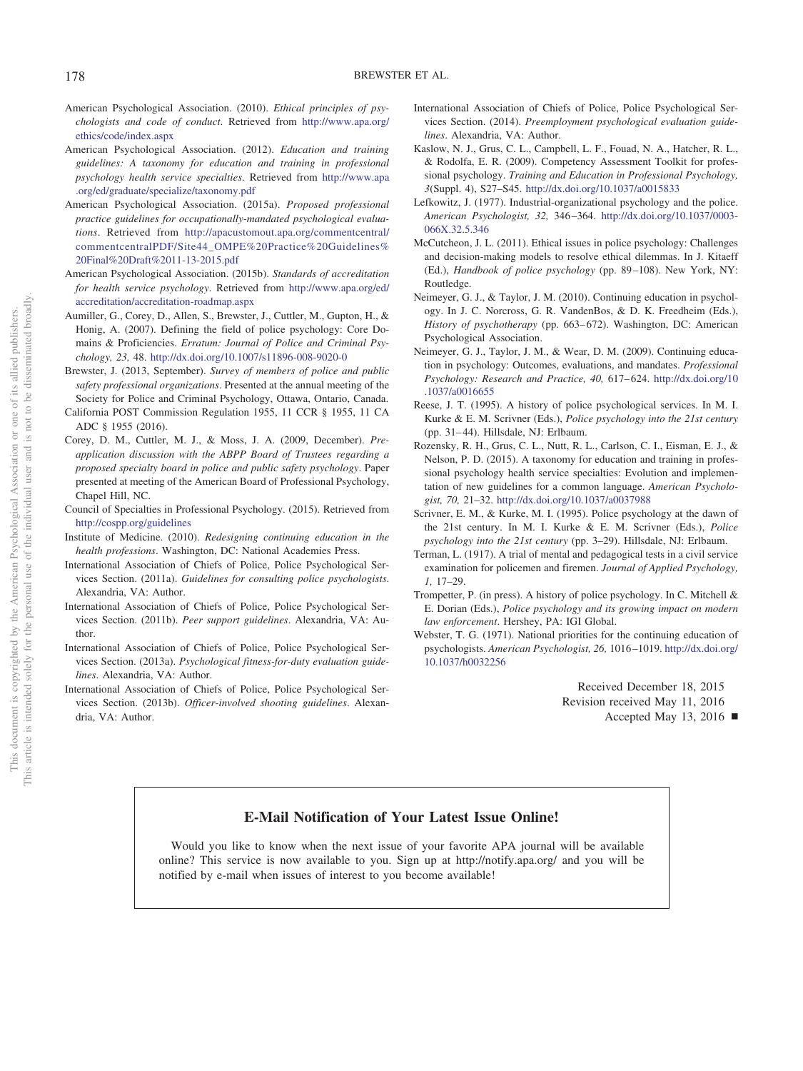American Psychological Association. (2010). *Ethical principles of psychologists and code of conduct*. Retrieved from http://www.apa.org/ethics/code/index.aspx

American Psychological Association. (2012). *Education and training guidelines: A taxonomy for education and training in professional psychology health service specialties*. Retrieved from http://www.apa.org/ed/graduate/specialize/taxonomy.pdf

American Psychological Association. (2015a). *Proposed professional practice guidelines for occupationally-mandated psychological evaluations*. Retrieved from http://apacustomout.apa.org/commentcentral/commentcentralPDF/Site44_OMPE%20Practice%20Guidelines%20Final%20Draft%2011-13-2015.pdf

American Psychological Association. (2015b). *Standards of accreditation for health service psychology*. Retrieved from http://www.apa.org/ed/accreditation/accreditation-roadmap.aspx

Aumiller, G., Corey, D., Allen, S., Brewster, J., Cuttler, M., Gupton, H., & Honig, A. (2007). Defining the field of police psychology: Core Domains & Proficiencies. *Erratum: Journal of Police and Criminal Psychology, 23,* 48. http://dx.doi.org/10.1007/s11896-008-9020-0

Brewster, J. (2013, September). *Survey of members of police and public safety professional organizations*. Presented at the annual meeting of the Society for Police and Criminal Psychology, Ottawa, Ontario, Canada.

California POST Commission Regulation 1955, 11 CCR § 1955, 11 CA ADC § 1955 (2016).

Corey, D. M., Cuttler, M. J., & Moss, J. A. (2009, December). *Pre-application discussion with the ABPP Board of Trustees regarding a proposed specialty board in police and public safety psychology*. Paper presented at meeting of the American Board of Professional Psychology, Chapel Hill, NC.

Council of Specialties in Professional Psychology. (2015). Retrieved from http://cospp.org/guidelines

Institute of Medicine. (2010). *Redesigning continuing education in the health professions*. Washington, DC: National Academies Press.

International Association of Chiefs of Police, Police Psychological Services Section. (2011a). *Guidelines for consulting police psychologists*. Alexandria, VA: Author.

International Association of Chiefs of Police, Police Psychological Services Section. (2011b). *Peer support guidelines*. Alexandria, VA: Author.

International Association of Chiefs of Police, Police Psychological Services Section. (2013a). *Psychological fitness-for-duty evaluation guidelines*. Alexandria, VA: Author.

International Association of Chiefs of Police, Police Psychological Services Section. (2013b). *Officer-involved shooting guidelines*. Alexandria, VA: Author.

International Association of Chiefs of Police, Police Psychological Services Section. (2014). *Preemployment psychological evaluation guidelines*. Alexandria, VA: Author.

Kaslow, N. J., Grus, C. L., Campbell, L. F., Fouad, N. A., Hatcher, R. L., & Rodolfa, E. R. (2009). Competency Assessment Toolkit for professional psychology. *Training and Education in Professional Psychology, 3*(Suppl. 4), S27–S45. http://dx.doi.org/10.1037/a0015833

Lefkowitz, J. (1977). Industrial-organizational psychology and the police. *American Psychologist, 32,* 346–364. http://dx.doi.org/10.1037/0003-066X.32.5.346

McCutcheon, J. L. (2011). Ethical issues in police psychology: Challenges and decision-making models to resolve ethical dilemmas. In J. Kitaeff (Ed.), *Handbook of police psychology* (pp. 89–108). New York, NY: Routledge.

Neimeyer, G. J., & Taylor, J. M. (2010). Continuing education in psychology. In J. C. Norcross, G. R. VandenBos, & D. K. Freedheim (Eds.), *History of psychotherapy* (pp. 663–672). Washington, DC: American Psychological Association.

Neimeyer, G. J., Taylor, J. M., & Wear, D. M. (2009). Continuing education in psychology: Outcomes, evaluations, and mandates. *Professional Psychology: Research and Practice, 40,* 617–624. http://dx.doi.org/10.1037/a0016655

Reese, J. T. (1995). A history of police psychological services. In M. I. Kurke & E. M. Scrivner (Eds.), *Police psychology into the 21st century* (pp. 31–44). Hillsdale, NJ: Erlbaum.

Rozensky, R. H., Grus, C. L., Nutt, R. L., Carlson, C. I., Eisman, E. J., & Nelson, P. D. (2015). A taxonomy for education and training in professional psychology health service specialties: Evolution and implementation of new guidelines for a common language. *American Psychologist, 70,* 21–32. http://dx.doi.org/10.1037/a0037988

Scrivner, E. M., & Kurke, M. I. (1995). Police psychology at the dawn of the 21st century. In M. I. Kurke & E. M. Scrivner (Eds.), *Police psychology into the 21st century* (pp. 3–29). Hillsdale, NJ: Erlbaum.

Terman, L. (1917). A trial of mental and pedagogical tests in a civil service examination for policemen and firemen. *Journal of Applied Psychology, 1,* 17–29.

Trompetter, P. (in press). A history of police psychology. In C. Mitchell & E. Dorian (Eds.), *Police psychology and its growing impact on modern law enforcement*. Hershey, PA: IGI Global.

Webster, T. G. (1971). National priorities for the continuing education of psychologists. *American Psychologist, 26,* 1016–1019. http://dx.doi.org/10.1037/h0032256

Received December 18, 2015
Revision received May 11, 2016
Accepted May 13, 2016 ■

## E-Mail Notification of Your Latest Issue Online!

Would you like to know when the next issue of your favorite APA journal will be available online? This service is now available to you. Sign up at http://notify.apa.org/ and you will be notified by e-mail when issues of interest to you become available!